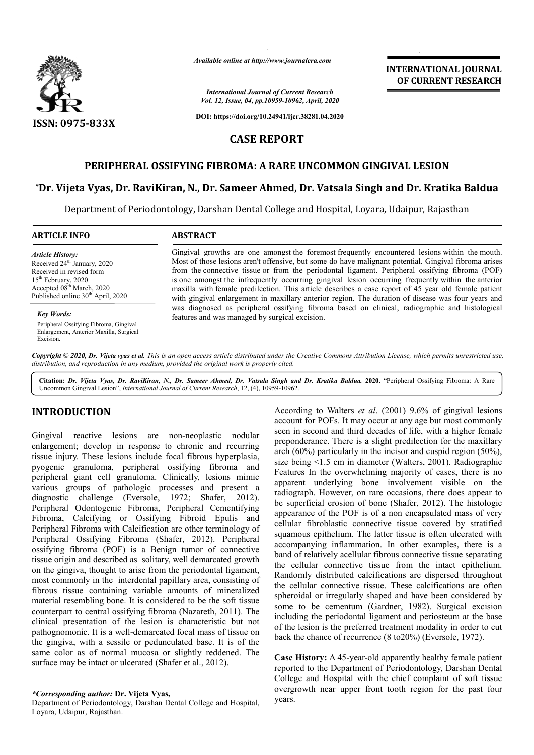*Available online at http://www.journalcra.com*

*International Journal of Current Research*
*Vol. 12, Issue, 04, pp.10959-10962, April, 2020*

**DOI: https://doi.org/10.24941/ijcr.38281.04.2020**

**INTERNATIONAL JOURNAL OF CURRENT RESEARCH**

**ISSN: 0975-833X**

## CASE REPORT

# PERIPHERAL OSSIFYING FIBROMA: A RARE UNCOMMON GINGIVAL LESION

**\*Dr. Vijeta Vyas, Dr. RaviKiran, N., Dr. Sameer Ahmed, Dr. Vatsala Singh and Dr. Kratika Baldua**

Department of Periodontology, Darshan Dental College and Hospital, Loyara, Udaipur, Rajasthan

**ARTICLE INFO**

*Article History:*
Received 24th January, 2020
Received in revised form 15th February, 2020
Accepted 08th March, 2020
Published online 30th April, 2020

*Key Words:*
Peripheral Ossifying Fibroma, Gingival Enlargement, Anterior Maxilla, Surgical Excision.

**ABSTRACT**

Gingival growths are one amongst the foremost frequently encountered lesions within the mouth. Most of those lesions aren't offensive, but some do have malignant potential. Gingival fibroma arises from the connective tissue or from the periodontal ligament. Peripheral ossifying fibroma (POF) is one amongst the infrequently occurring gingival lesion occurring frequently within the anterior maxilla with female predilection. This article describes a case report of 45 year old female patient with gingival enlargement in maxillary anterior region. The duration of disease was four years and was diagnosed as peripheral ossifying fibroma based on clinical, radiographic and histological features and was managed by surgical excision.

*Copyright © 2020, Dr. Vijeta vyas et al. This is an open access article distributed under the Creative Commons Attribution License, which permits unrestricted use, distribution, and reproduction in any medium, provided the original work is properly cited.*

**Citation:** *Dr. Vijeta Vyas, Dr. RaviKiran, N., Dr. Sameer Ahmed, Dr. Vatsala Singh and Dr. Kratika Baldua.* **2020.** "Peripheral Ossifying Fibroma: A Rare Uncommon Gingival Lesion", *International Journal of Current Research*, 12, (4), 10959-10962.

## INTRODUCTION

Gingival reactive lesions are non-neoplastic nodular enlargement; develop in response to chronic and recurring tissue injury. These lesions include focal fibrous hyperplasia, pyogenic granuloma, peripheral ossifying fibroma and peripheral giant cell granuloma. Clinically, lesions mimic various groups of pathologic processes and present a diagnostic challenge (Eversole, 1972; Shafer, 2012). Peripheral Odontogenic Fibroma, Peripheral Cementifying Fibroma, Calcifying or Ossifying Fibroid Epulis and Peripheral Fibroma with Calcification are other terminology of Peripheral Ossifying Fibroma (Shafer, 2012). Peripheral ossifying fibroma (POF) is a Benign tumor of connective tissue origin and described as solitary, well demarcated growth on the gingiva, thought to arise from the periodontal ligament, most commonly in the interdental papillary area, consisting of fibrous tissue containing variable amounts of mineralized material resembling bone. It is considered to be the soft tissue counterpart to central ossifying fibroma (Nazareth, 2011). The clinical presentation of the lesion is characteristic but not pathognomonic. It is a well-demarcated focal mass of tissue on the gingiva, with a sessile or pedunculated base. It is of the same color as of normal mucosa or slightly reddened. The surface may be intact or ulcerated (Shafer et al., 2012).

According to Walters *et al*. (2001) 9.6% of gingival lesions account for POFs. It may occur at any age but most commonly seen in second and third decades of life, with a higher female preponderance. There is a slight predilection for the maxillary arch (60%) particularly in the incisor and cuspid region (50%), size being <1.5 cm in diameter (Walters, 2001). Radiographic Features In the overwhelming majority of cases, there is no apparent underlying bone involvement visible on the radiograph. However, on rare occasions, there does appear to be superficial erosion of bone (Shafer, 2012). The histologic appearance of the POF is of a non encapsulated mass of very cellular fibroblastic connective tissue covered by stratified squamous epithelium. The latter tissue is often ulcerated with accompanying inflammation. In other examples, there is a band of relatively acellular fibrous connective tissue separating the cellular connective tissue from the intact epithelium. Randomly distributed calcifications are dispersed throughout the cellular connective tissue. These calcifications are often spheroidal or irregularly shaped and have been considered by some to be cementum (Gardner, 1982). Surgical excision including the periodontal ligament and periosteum at the base of the lesion is the preferred treatment modality in order to cut back the chance of recurrence (8 to20%) (Eversole, 1972).

**Case History:** A 45-year-old apparently healthy female patient reported to the Department of Periodontology, Darshan Dental College and Hospital with the chief complaint of soft tissue overgrowth near upper front tooth region for the past four years.

*\*Corresponding author:* **Dr. Vijeta Vyas,**
Department of Periodontology, Darshan Dental College and Hospital, Loyara, Udaipur, Rajasthan.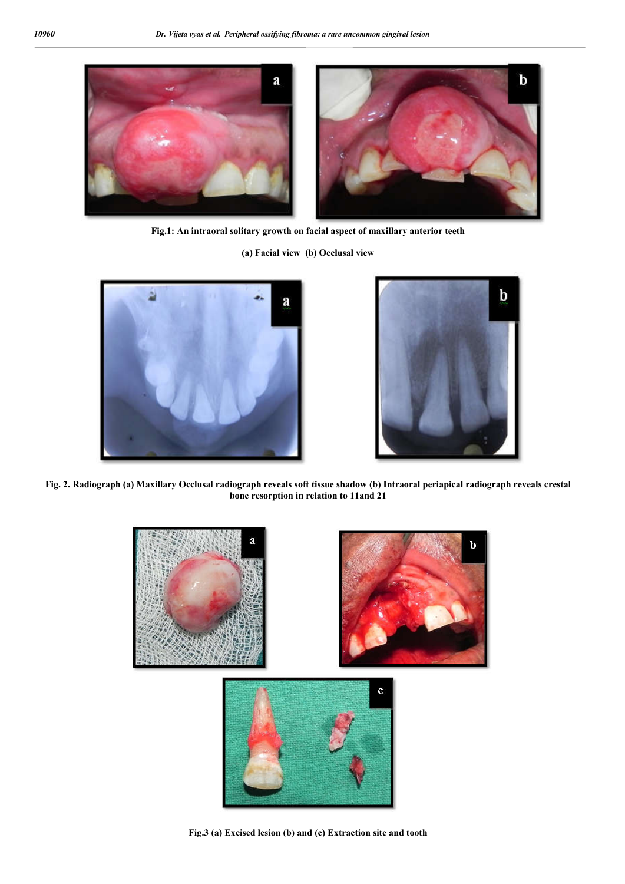Fig.1: An intraoral solitary growth on facial aspect of maxillary anterior teeth

(a) Facial view (b) Occlusal view

Fig. 2. Radiograph (a) Maxillary Occlusal radiograph reveals soft tissue shadow (b) Intraoral periapical radiograph reveals crestal bone resorption in relation to 11and 21

Fig.3 (a) Excised lesion (b) and (c) Extraction site and tooth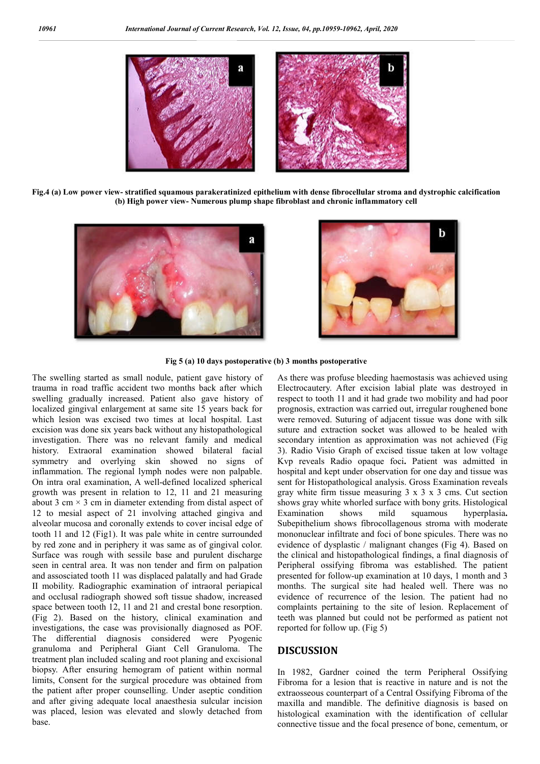Fig.4 (a) Low power view- stratified squamous parakeratinized epithelium with dense fibrocellular stroma and dystrophic calcification (b) High power view- Numerous plump shape fibroblast and chronic inflammatory cell

Fig 5 (a) 10 days postoperative (b) 3 months postoperative

The swelling started as small nodule, patient gave history of trauma in road traffic accident two months back after which swelling gradually increased. Patient also gave history of localized gingival enlargement at same site 15 years back for which lesion was excised two times at local hospital. Last excision was done six years back without any histopathological investigation. There was no relevant family and medical history. Extraoral examination showed bilateral facial symmetry and overlying skin showed no signs of inflammation. The regional lymph nodes were non palpable. On intra oral examination, A well-defined localized spherical growth was present in relation to 12, 11 and 21 measuring about 3 cm × 3 cm in diameter extending from distal aspect of 12 to mesial aspect of 21 involving attached gingiva and alveolar mucosa and coronally extends to cover incisal edge of tooth 11 and 12 (Fig1). It was pale white in centre surrounded by red zone and in periphery it was same as of gingival color. Surface was rough with sessile base and purulent discharge seen in central area. It was non tender and firm on palpation and assosciated tooth 11 was displaced palatally and had Grade II mobility. Radiographic examination of intraoral periapical and occlusal radiograph showed soft tissue shadow, increased space between tooth 12, 11 and 21 and crestal bone resorption. (Fig 2). Based on the history, clinical examination and investigations, the case was provisionally diagnosed as POF. The differential diagnosis considered were Pyogenic granuloma and Peripheral Giant Cell Granuloma. The treatment plan included scaling and root planing and excisional biopsy. After ensuring hemogram of patient within normal limits, Consent for the surgical procedure was obtained from the patient after proper counselling. Under aseptic condition and after giving adequate local anaesthesia sulcular incision was placed, lesion was elevated and slowly detached from base.

As there was profuse bleeding haemostasis was achieved using Electrocautery. After excision labial plate was destroyed in respect to tooth 11 and it had grade two mobility and had poor prognosis, extraction was carried out, irregular roughened bone were removed. Suturing of adjacent tissue was done with silk suture and extraction socket was allowed to be healed with secondary intention as approximation was not achieved (Fig 3). Radio Visio Graph of excised tissue taken at low voltage Kvp reveals Radio opaque foci**.** Patient was admitted in hospital and kept under observation for one day and tissue was sent for Histopathological analysis. Gross Examination reveals gray white firm tissue measuring 3 x 3 x 3 cms. Cut section shows gray white whorled surface with bony grits. Histological Examination shows mild squamous hyperplasia**.** Subepithelium shows fibrocollagenous stroma with moderate mononuclear infiltrate and foci of bone spicules. There was no evidence of dysplastic / malignant changes (Fig 4). Based on the clinical and histopathological findings, a final diagnosis of Peripheral ossifying fibroma was established. The patient presented for follow-up examination at 10 days, 1 month and 3 months. The surgical site had healed well. There was no evidence of recurrence of the lesion. The patient had no complaints pertaining to the site of lesion. Replacement of teeth was planned but could not be performed as patient not reported for follow up. (Fig 5)

## DISCUSSION

In 1982, Gardner coined the term Peripheral Ossifying Fibroma for a lesion that is reactive in nature and is not the extraosseous counterpart of a Central Ossifying Fibroma of the maxilla and mandible. The definitive diagnosis is based on histological examination with the identification of cellular connective tissue and the focal presence of bone, cementum, or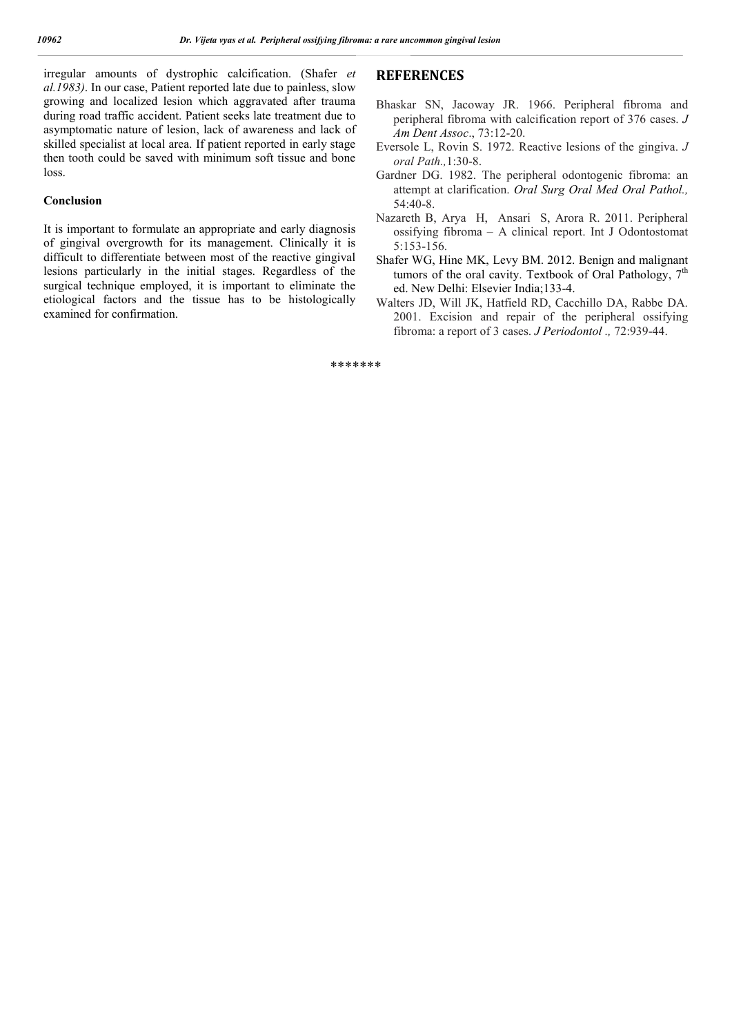irregular amounts of dystrophic calcification. (Shafer *et al.1983)*. In our case, Patient reported late due to painless, slow growing and localized lesion which aggravated after trauma during road traffic accident. Patient seeks late treatment due to asymptomatic nature of lesion, lack of awareness and lack of skilled specialist at local area. If patient reported in early stage then tooth could be saved with minimum soft tissue and bone loss.

### Conclusion

It is important to formulate an appropriate and early diagnosis of gingival overgrowth for its management. Clinically it is difficult to differentiate between most of the reactive gingival lesions particularly in the initial stages. Regardless of the surgical technique employed, it is important to eliminate the etiological factors and the tissue has to be histologically examined for confirmation.

## REFERENCES

Bhaskar SN, Jacoway JR. 1966. Peripheral fibroma and peripheral fibroma with calcification report of 376 cases. *J Am Dent Assoc*., 73:12-20.

Eversole L, Rovin S. 1972. Reactive lesions of the gingiva. *J oral Path.,*1:30-8.

Gardner DG. 1982. The peripheral odontogenic fibroma: an attempt at clarification. *Oral Surg Oral Med Oral Pathol.,* 54:40-8.

Nazareth B, Arya H, Ansari S, Arora R. 2011. Peripheral ossifying fibroma – A clinical report. Int J Odontostomat 5:153-156.

Shafer WG, Hine MK, Levy BM. 2012. Benign and malignant tumors of the oral cavity. Textbook of Oral Pathology, 7th ed. New Delhi: Elsevier India;133-4.

Walters JD, Will JK, Hatfield RD, Cacchillo DA, Rabbe DA. 2001. Excision and repair of the peripheral ossifying fibroma: a report of 3 cases. *J Periodontol .,* 72:939-44.

\*\*\*\*\*\*\*